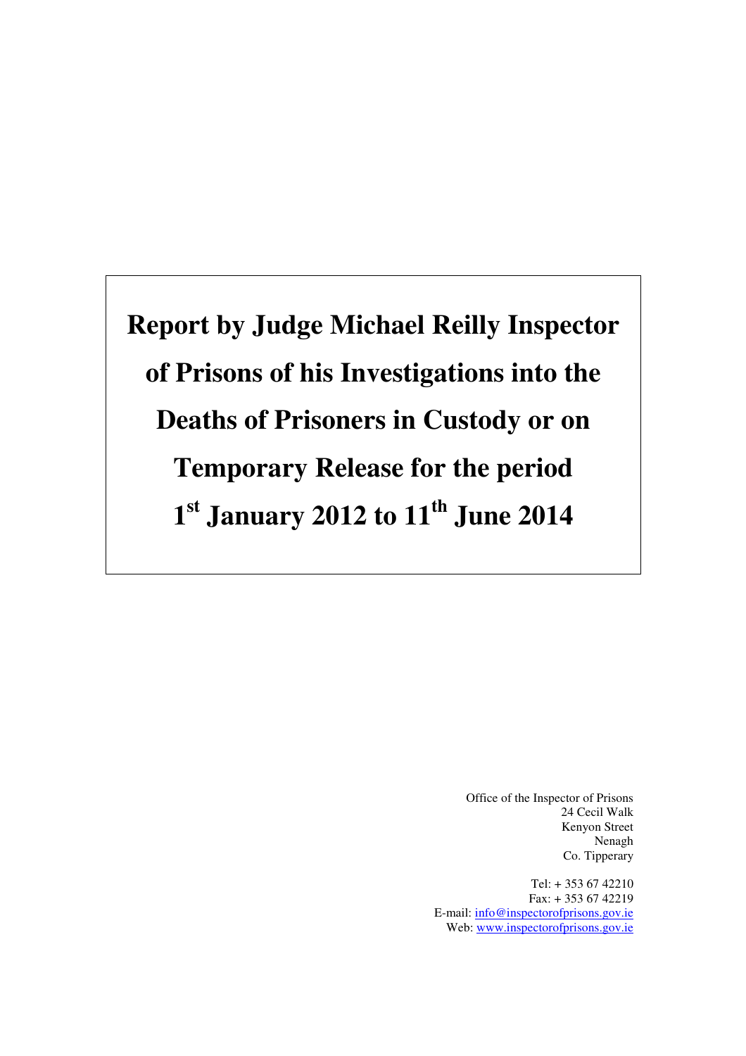# Report by Judge Michael Reilly Inspector of Prisons of his Investigations into the Deaths of Prisoners in Custody or on Temporary Release for the period 1st January 2012 to 11th June 2014

Office of the Inspector of Prisons
24 Cecil Walk
Kenyon Street
Nenagh
Co. Tipperary

Tel: + 353 67 42210
Fax: + 353 67 42219
E-mail: info@inspectorofprisons.gov.ie
Web: www.inspectorofprisons.gov.ie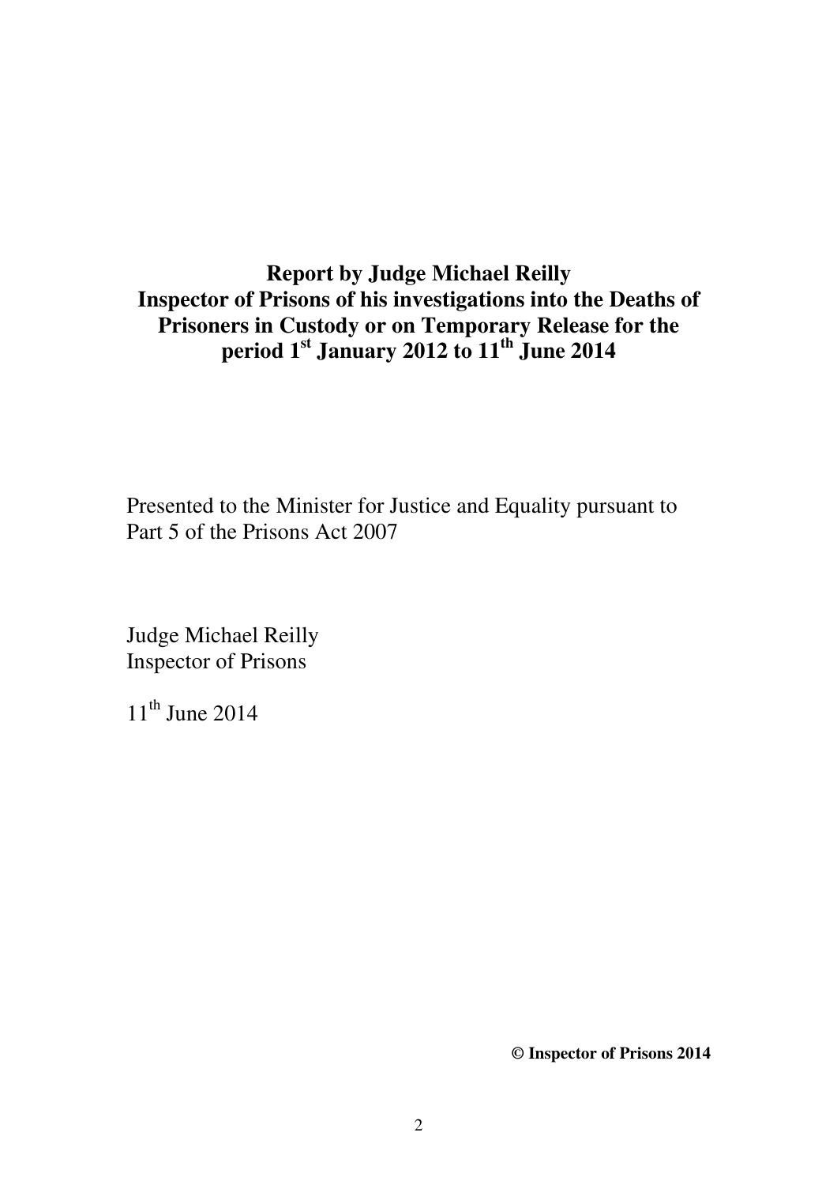# Report by Judge Michael Reilly Inspector of Prisons of his investigations into the Deaths of Prisoners in Custody or on Temporary Release for the period 1st January 2012 to 11th June 2014

Presented to the Minister for Justice and Equality pursuant to Part 5 of the Prisons Act 2007

Judge Michael Reilly
Inspector of Prisons

11th June 2014

**© Inspector of Prisons 2014**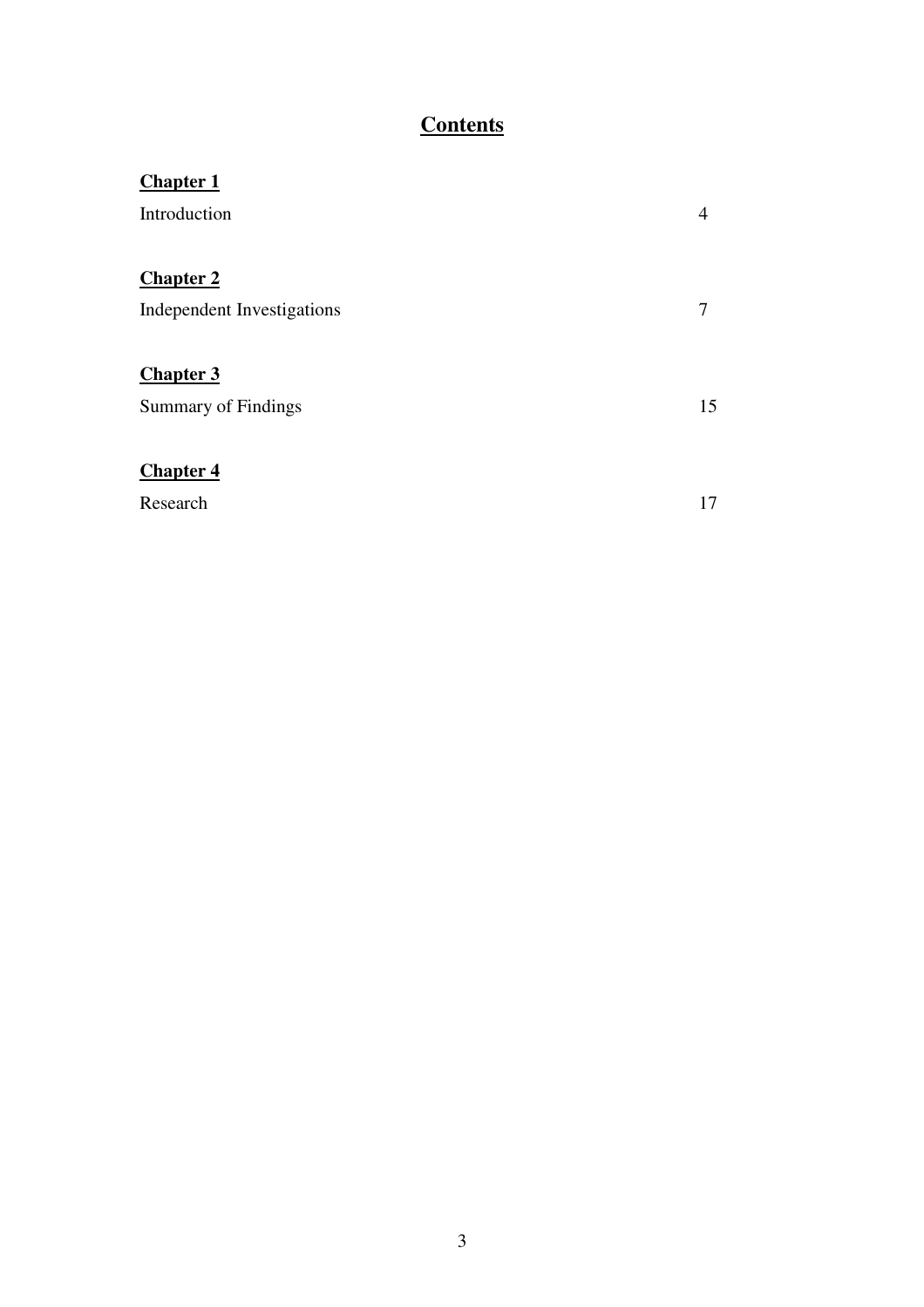# Contents

| | |
|---|---|
| **Chapter 1** | |
| Introduction | 4 |
| **Chapter 2** | |
| Independent Investigations | 7 |
| **Chapter 3** | |
| Summary of Findings | 15 |
| **Chapter 4** | |
| Research | 17 |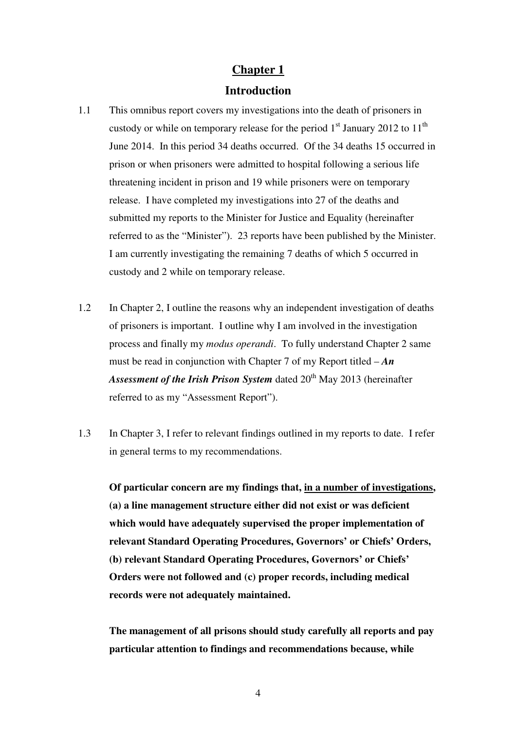# Chapter 1

## Introduction

1.1 This omnibus report covers my investigations into the death of prisoners in custody or while on temporary release for the period 1st January 2012 to 11th June 2014. In this period 34 deaths occurred. Of the 34 deaths 15 occurred in prison or when prisoners were admitted to hospital following a serious life threatening incident in prison and 19 while prisoners were on temporary release. I have completed my investigations into 27 of the deaths and submitted my reports to the Minister for Justice and Equality (hereinafter referred to as the "Minister"). 23 reports have been published by the Minister. I am currently investigating the remaining 7 deaths of which 5 occurred in custody and 2 while on temporary release.

1.2 In Chapter 2, I outline the reasons why an independent investigation of deaths of prisoners is important. I outline why I am involved in the investigation process and finally my *modus operandi*. To fully understand Chapter 2 same must be read in conjunction with Chapter 7 of my Report titled – ***An Assessment of the Irish Prison System*** dated 20th May 2013 (hereinafter referred to as my "Assessment Report").

1.3 In Chapter 3, I refer to relevant findings outlined in my reports to date. I refer in general terms to my recommendations.

**Of particular concern are my findings that, <u>in a number of investigations</u>, (a) a line management structure either did not exist or was deficient which would have adequately supervised the proper implementation of relevant Standard Operating Procedures, Governors' or Chiefs' Orders, (b) relevant Standard Operating Procedures, Governors' or Chiefs' Orders were not followed and (c) proper records, including medical records were not adequately maintained.**

**The management of all prisons should study carefully all reports and pay particular attention to findings and recommendations because, while**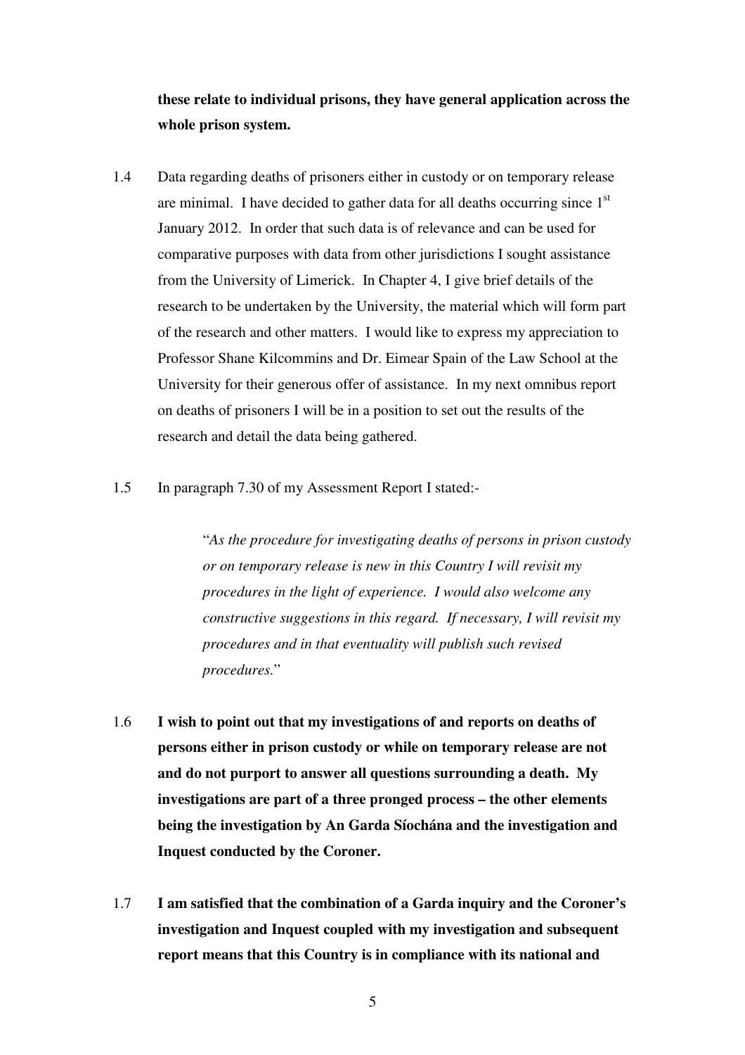**these relate to individual prisons, they have general application across the whole prison system.**

1.4 Data regarding deaths of prisoners either in custody or on temporary release are minimal. I have decided to gather data for all deaths occurring since 1st January 2012. In order that such data is of relevance and can be used for comparative purposes with data from other jurisdictions I sought assistance from the University of Limerick. In Chapter 4, I give brief details of the research to be undertaken by the University, the material which will form part of the research and other matters. I would like to express my appreciation to Professor Shane Kilcommins and Dr. Eimear Spain of the Law School at the University for their generous offer of assistance. In my next omnibus report on deaths of prisoners I will be in a position to set out the results of the research and detail the data being gathered.

1.5 In paragraph 7.30 of my Assessment Report I stated:-

> "*As the procedure for investigating deaths of persons in prison custody or on temporary release is new in this Country I will revisit my procedures in the light of experience. I would also welcome any constructive suggestions in this regard. If necessary, I will revisit my procedures and in that eventuality will publish such revised procedures.*"

1.6 **I wish to point out that my investigations of and reports on deaths of persons either in prison custody or while on temporary release are not and do not purport to answer all questions surrounding a death. My investigations are part of a three pronged process – the other elements being the investigation by An Garda Síochána and the investigation and Inquest conducted by the Coroner.**

1.7 **I am satisfied that the combination of a Garda inquiry and the Coroner's investigation and Inquest coupled with my investigation and subsequent report means that this Country is in compliance with its national and**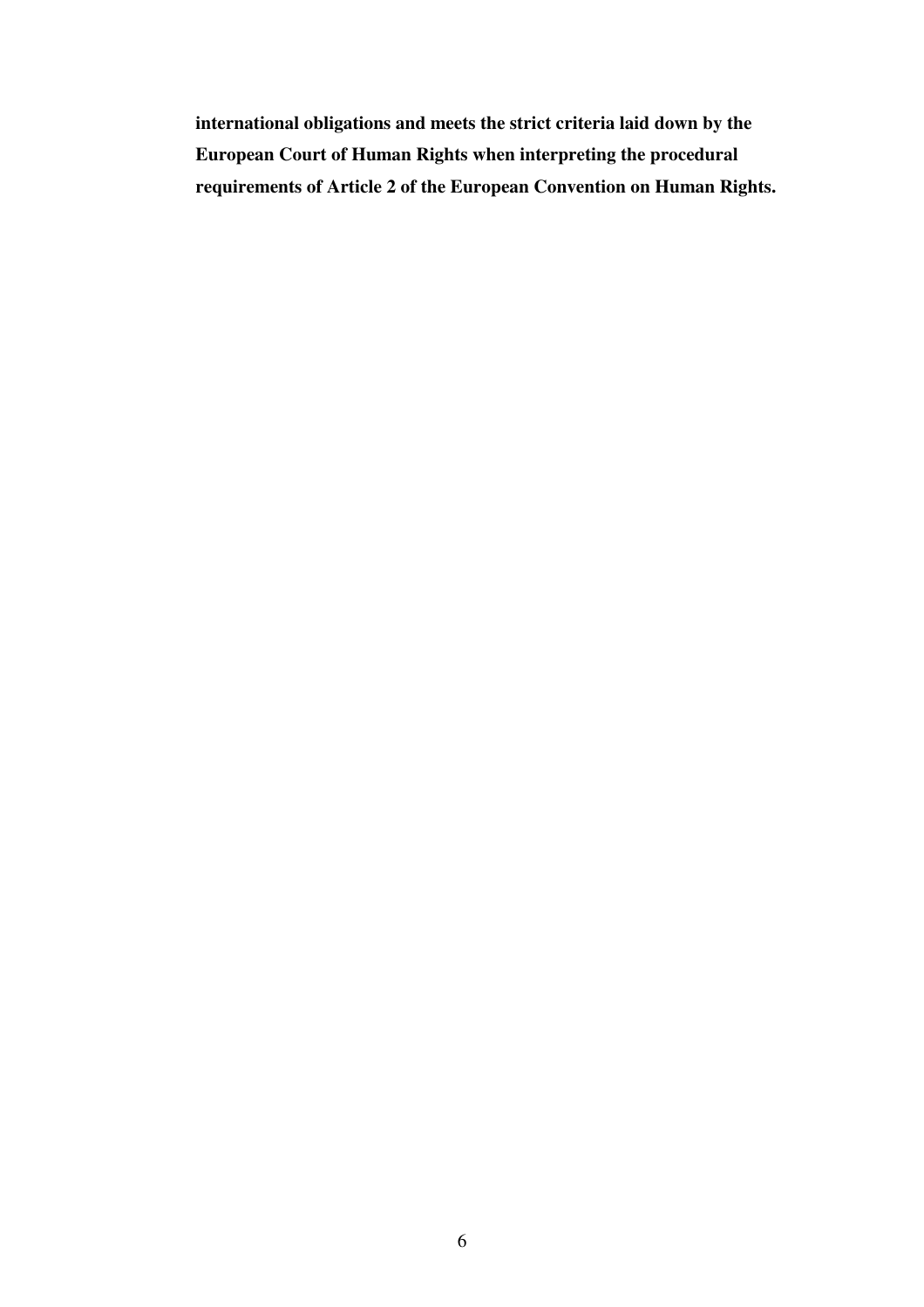**international obligations and meets the strict criteria laid down by the European Court of Human Rights when interpreting the procedural requirements of Article 2 of the European Convention on Human Rights.**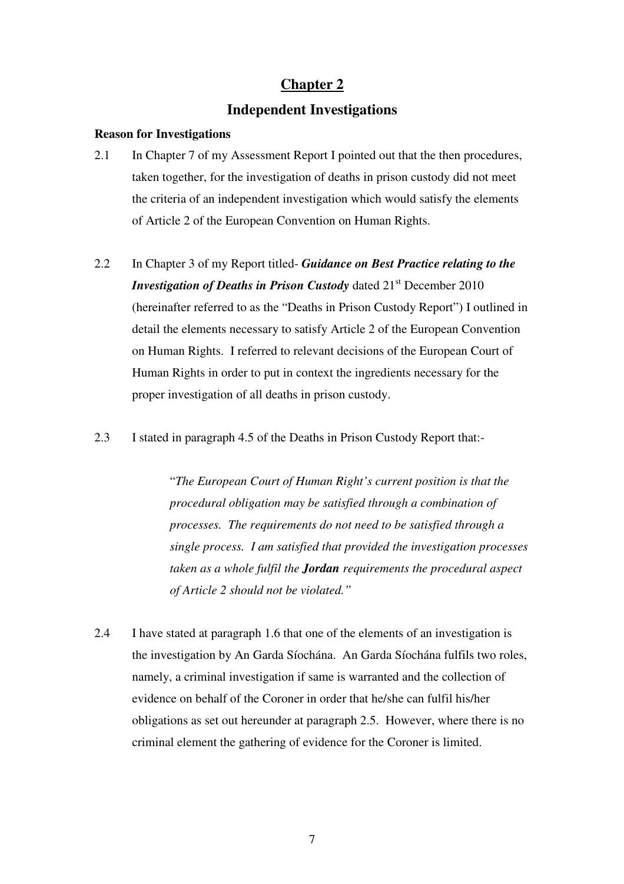# Chapter 2

## Independent Investigations

**Reason for Investigations**

2.1 In Chapter 7 of my Assessment Report I pointed out that the then procedures, taken together, for the investigation of deaths in prison custody did not meet the criteria of an independent investigation which would satisfy the elements of Article 2 of the European Convention on Human Rights.

2.2 In Chapter 3 of my Report titled- ***Guidance on Best Practice relating to the Investigation of Deaths in Prison Custody*** dated 21st December 2010 (hereinafter referred to as the "Deaths in Prison Custody Report") I outlined in detail the elements necessary to satisfy Article 2 of the European Convention on Human Rights. I referred to relevant decisions of the European Court of Human Rights in order to put in context the ingredients necessary for the proper investigation of all deaths in prison custody.

2.3 I stated in paragraph 4.5 of the Deaths in Prison Custody Report that:-

> "*The European Court of Human Right's current position is that the procedural obligation may be satisfied through a combination of processes. The requirements do not need to be satisfied through a single process. I am satisfied that provided the investigation processes taken as a whole fulfil the **Jordan** requirements the procedural aspect of Article 2 should not be violated.*"

2.4 I have stated at paragraph 1.6 that one of the elements of an investigation is the investigation by An Garda Síochána. An Garda Síochána fulfils two roles, namely, a criminal investigation if same is warranted and the collection of evidence on behalf of the Coroner in order that he/she can fulfil his/her obligations as set out hereunder at paragraph 2.5. However, where there is no criminal element the gathering of evidence for the Coroner is limited.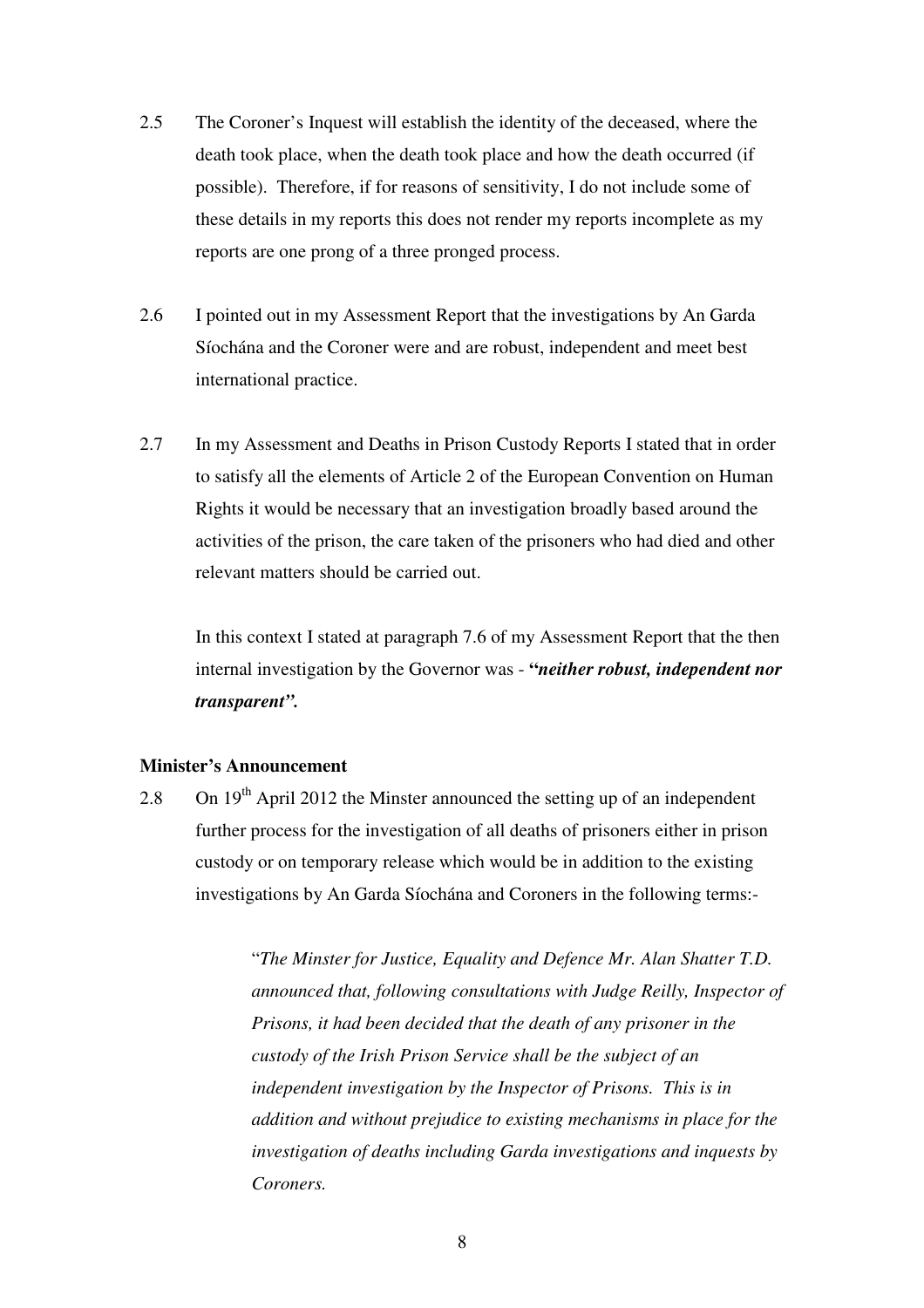2.5 The Coroner's Inquest will establish the identity of the deceased, where the death took place, when the death took place and how the death occurred (if possible). Therefore, if for reasons of sensitivity, I do not include some of these details in my reports this does not render my reports incomplete as my reports are one prong of a three pronged process.

2.6 I pointed out in my Assessment Report that the investigations by An Garda Síochána and the Coroner were and are robust, independent and meet best international practice.

2.7 In my Assessment and Deaths in Prison Custody Reports I stated that in order to satisfy all the elements of Article 2 of the European Convention on Human Rights it would be necessary that an investigation broadly based around the activities of the prison, the care taken of the prisoners who had died and other relevant matters should be carried out.

In this context I stated at paragraph 7.6 of my Assessment Report that the then internal investigation by the Governor was - ***"neither robust, independent nor transparent".***

**Minister's Announcement**

2.8 On 19th April 2012 the Minster announced the setting up of an independent further process for the investigation of all deaths of prisoners either in prison custody or on temporary release which would be in addition to the existing investigations by An Garda Síochána and Coroners in the following terms:-

> "*The Minster for Justice, Equality and Defence Mr. Alan Shatter T.D. announced that, following consultations with Judge Reilly, Inspector of Prisons, it had been decided that the death of any prisoner in the custody of the Irish Prison Service shall be the subject of an independent investigation by the Inspector of Prisons. This is in addition and without prejudice to existing mechanisms in place for the investigation of deaths including Garda investigations and inquests by Coroners.*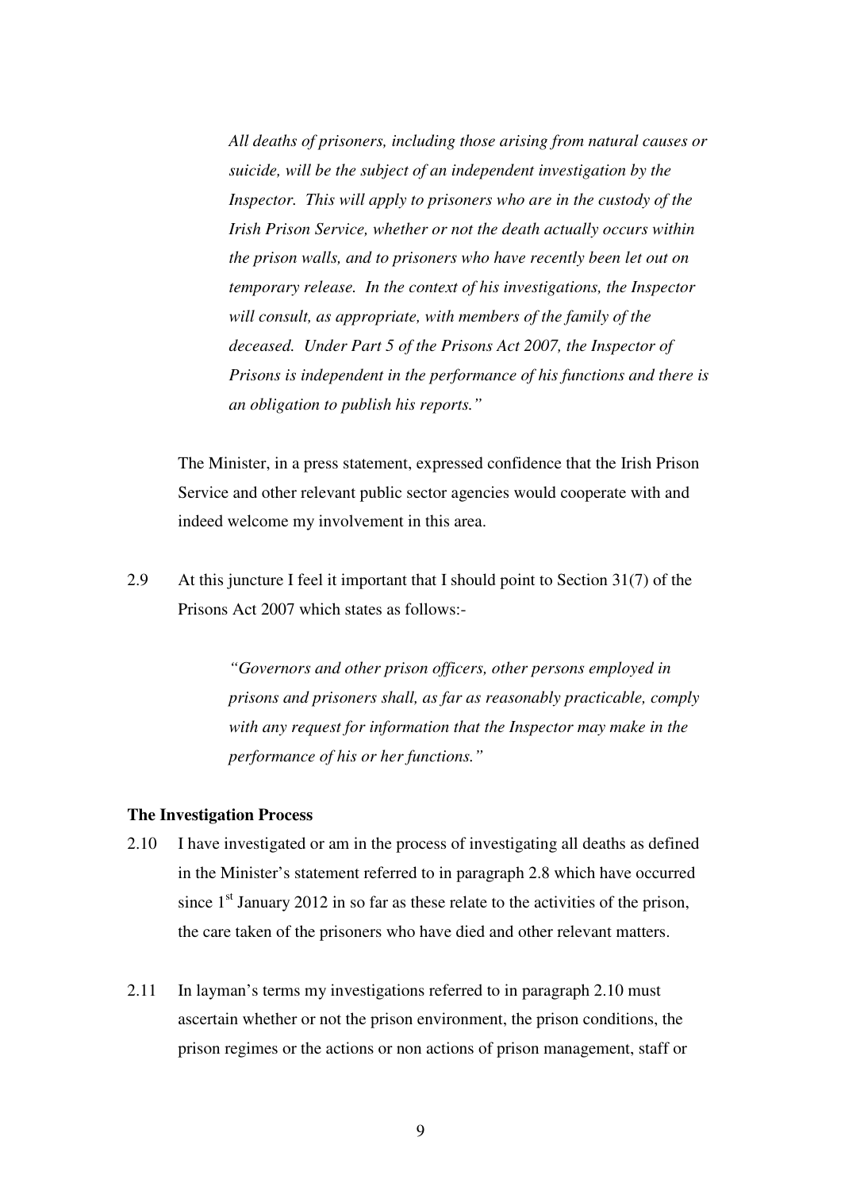> *All deaths of prisoners, including those arising from natural causes or suicide, will be the subject of an independent investigation by the Inspector. This will apply to prisoners who are in the custody of the Irish Prison Service, whether or not the death actually occurs within the prison walls, and to prisoners who have recently been let out on temporary release. In the context of his investigations, the Inspector will consult, as appropriate, with members of the family of the deceased. Under Part 5 of the Prisons Act 2007, the Inspector of Prisons is independent in the performance of his functions and there is an obligation to publish his reports."*

The Minister, in a press statement, expressed confidence that the Irish Prison Service and other relevant public sector agencies would cooperate with and indeed welcome my involvement in this area.

2.9 At this juncture I feel it important that I should point to Section 31(7) of the Prisons Act 2007 which states as follows:-

> *"Governors and other prison officers, other persons employed in prisons and prisoners shall, as far as reasonably practicable, comply with any request for information that the Inspector may make in the performance of his or her functions."*

**The Investigation Process**

2.10 I have investigated or am in the process of investigating all deaths as defined in the Minister's statement referred to in paragraph 2.8 which have occurred since 1st January 2012 in so far as these relate to the activities of the prison, the care taken of the prisoners who have died and other relevant matters.

2.11 In layman's terms my investigations referred to in paragraph 2.10 must ascertain whether or not the prison environment, the prison conditions, the prison regimes or the actions or non actions of prison management, staff or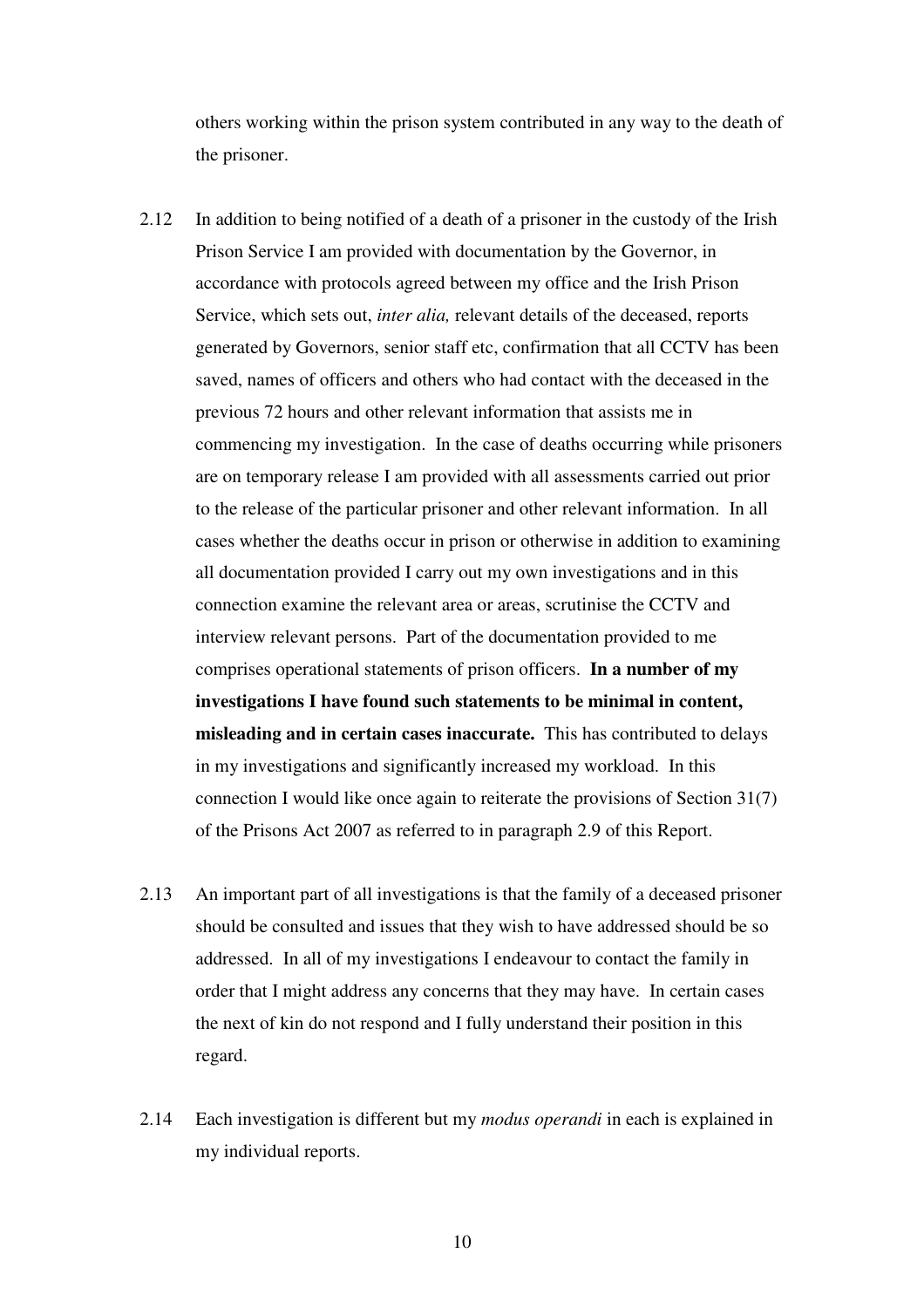others working within the prison system contributed in any way to the death of the prisoner.

2.12 In addition to being notified of a death of a prisoner in the custody of the Irish Prison Service I am provided with documentation by the Governor, in accordance with protocols agreed between my office and the Irish Prison Service, which sets out, *inter alia,* relevant details of the deceased, reports generated by Governors, senior staff etc, confirmation that all CCTV has been saved, names of officers and others who had contact with the deceased in the previous 72 hours and other relevant information that assists me in commencing my investigation. In the case of deaths occurring while prisoners are on temporary release I am provided with all assessments carried out prior to the release of the particular prisoner and other relevant information. In all cases whether the deaths occur in prison or otherwise in addition to examining all documentation provided I carry out my own investigations and in this connection examine the relevant area or areas, scrutinise the CCTV and interview relevant persons. Part of the documentation provided to me comprises operational statements of prison officers. **In a number of my investigations I have found such statements to be minimal in content, misleading and in certain cases inaccurate.** This has contributed to delays in my investigations and significantly increased my workload. In this connection I would like once again to reiterate the provisions of Section 31(7) of the Prisons Act 2007 as referred to in paragraph 2.9 of this Report.

2.13 An important part of all investigations is that the family of a deceased prisoner should be consulted and issues that they wish to have addressed should be so addressed. In all of my investigations I endeavour to contact the family in order that I might address any concerns that they may have. In certain cases the next of kin do not respond and I fully understand their position in this regard.

2.14 Each investigation is different but my *modus operandi* in each is explained in my individual reports.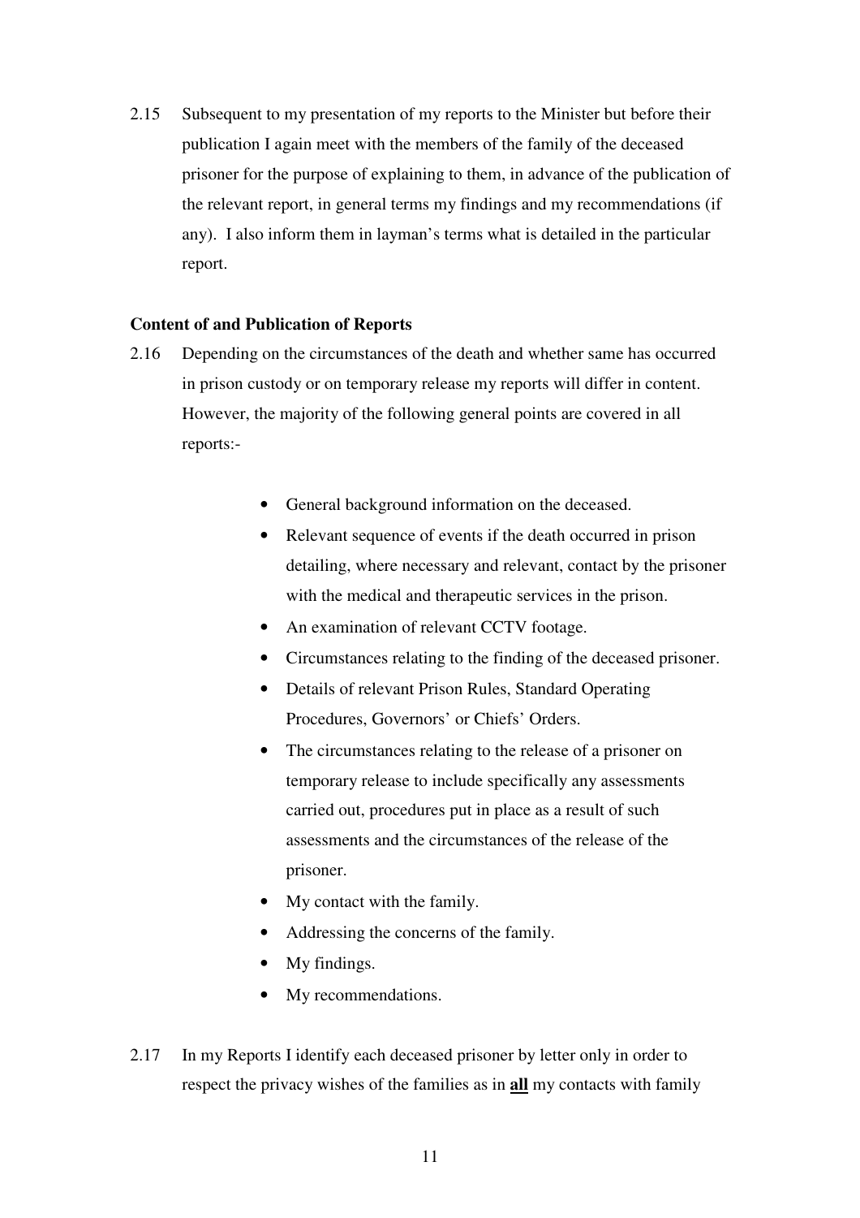2.15 Subsequent to my presentation of my reports to the Minister but before their publication I again meet with the members of the family of the deceased prisoner for the purpose of explaining to them, in advance of the publication of the relevant report, in general terms my findings and my recommendations (if any). I also inform them in layman's terms what is detailed in the particular report.

**Content of and Publication of Reports**

2.16 Depending on the circumstances of the death and whether same has occurred in prison custody or on temporary release my reports will differ in content. However, the majority of the following general points are covered in all reports:-

- General background information on the deceased.
- Relevant sequence of events if the death occurred in prison detailing, where necessary and relevant, contact by the prisoner with the medical and therapeutic services in the prison.
- An examination of relevant CCTV footage.
- Circumstances relating to the finding of the deceased prisoner.
- Details of relevant Prison Rules, Standard Operating Procedures, Governors' or Chiefs' Orders.
- The circumstances relating to the release of a prisoner on temporary release to include specifically any assessments carried out, procedures put in place as a result of such assessments and the circumstances of the release of the prisoner.
- My contact with the family.
- Addressing the concerns of the family.
- My findings.
- My recommendations.

2.17 In my Reports I identify each deceased prisoner by letter only in order to respect the privacy wishes of the families as in **<u>all</u>** my contacts with family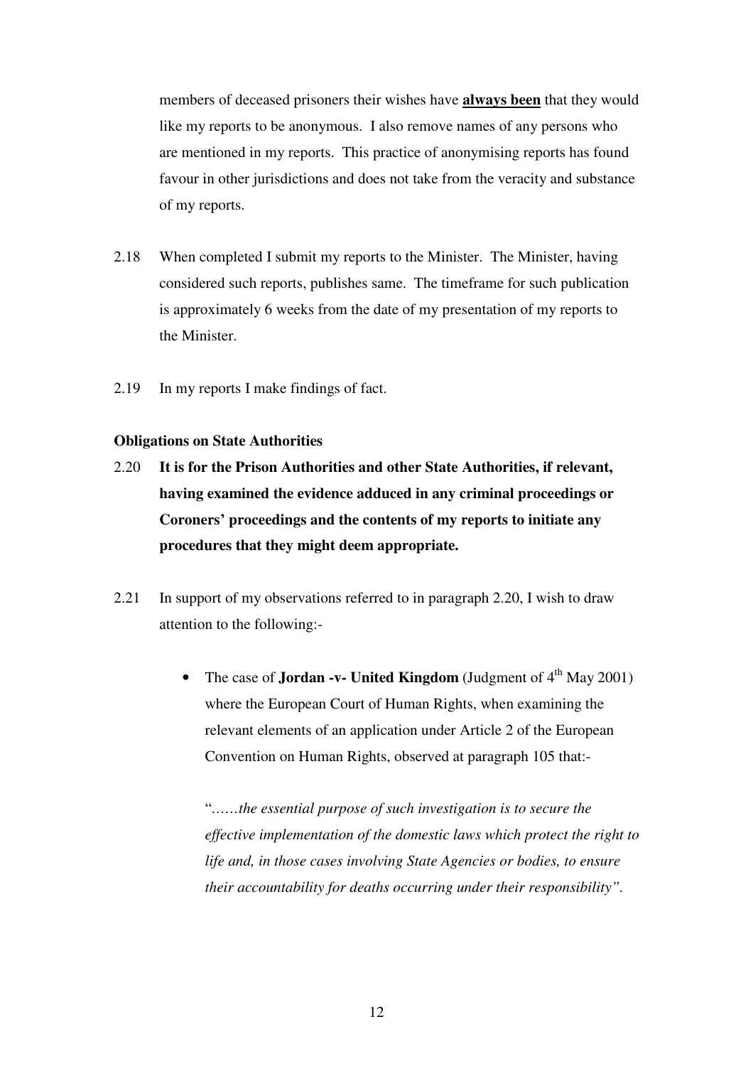members of deceased prisoners their wishes have **<u>always been</u>** that they would like my reports to be anonymous. I also remove names of any persons who are mentioned in my reports. This practice of anonymising reports has found favour in other jurisdictions and does not take from the veracity and substance of my reports.

2.18 When completed I submit my reports to the Minister. The Minister, having considered such reports, publishes same. The timeframe for such publication is approximately 6 weeks from the date of my presentation of my reports to the Minister.

2.19 In my reports I make findings of fact.

**Obligations on State Authorities**

2.20 **It is for the Prison Authorities and other State Authorities, if relevant, having examined the evidence adduced in any criminal proceedings or Coroners' proceedings and the contents of my reports to initiate any procedures that they might deem appropriate.**

2.21 In support of my observations referred to in paragraph 2.20, I wish to draw attention to the following:-

- The case of **Jordan -v- United Kingdom** (Judgment of 4th May 2001) where the European Court of Human Rights, when examining the relevant elements of an application under Article 2 of the European Convention on Human Rights, observed at paragraph 105 that:-

  "*……the essential purpose of such investigation is to secure the effective implementation of the domestic laws which protect the right to life and, in those cases involving State Agencies or bodies, to ensure their accountability for deaths occurring under their responsibility"*.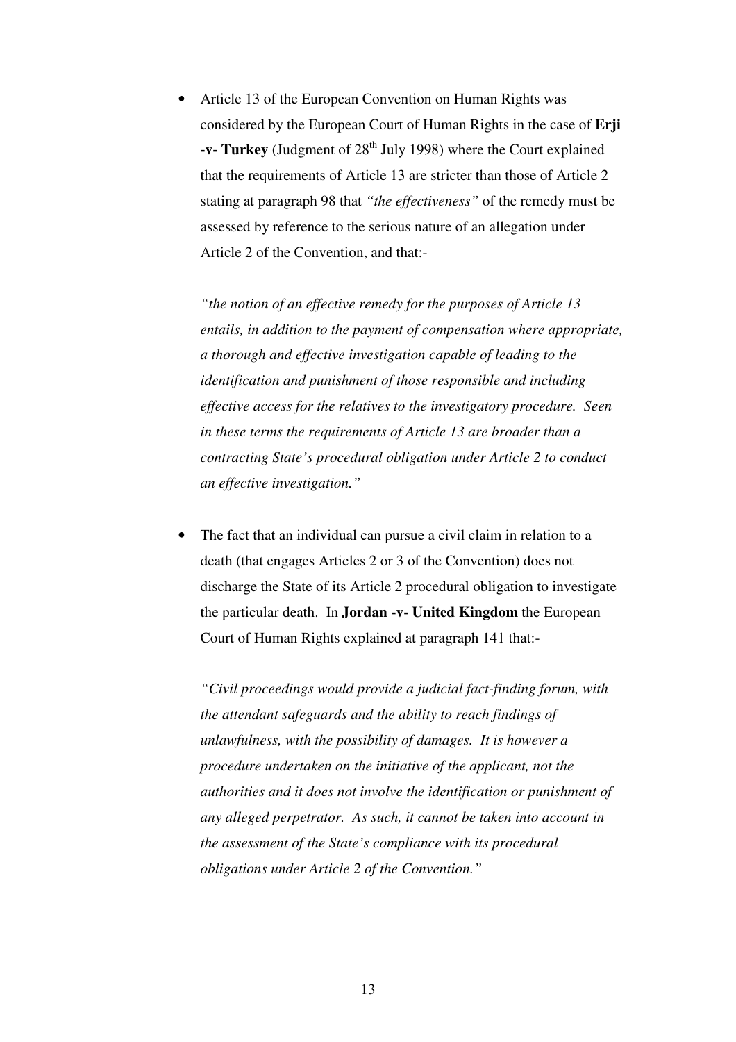- Article 13 of the European Convention on Human Rights was considered by the European Court of Human Rights in the case of **Erji -v- Turkey** (Judgment of 28th July 1998) where the Court explained that the requirements of Article 13 are stricter than those of Article 2 stating at paragraph 98 that *"the effectiveness"* of the remedy must be assessed by reference to the serious nature of an allegation under Article 2 of the Convention, and that:-

  *"the notion of an effective remedy for the purposes of Article 13 entails, in addition to the payment of compensation where appropriate, a thorough and effective investigation capable of leading to the identification and punishment of those responsible and including effective access for the relatives to the investigatory procedure. Seen in these terms the requirements of Article 13 are broader than a contracting State's procedural obligation under Article 2 to conduct an effective investigation."*

- The fact that an individual can pursue a civil claim in relation to a death (that engages Articles 2 or 3 of the Convention) does not discharge the State of its Article 2 procedural obligation to investigate the particular death. In **Jordan -v- United Kingdom** the European Court of Human Rights explained at paragraph 141 that:-

  *"Civil proceedings would provide a judicial fact-finding forum, with the attendant safeguards and the ability to reach findings of unlawfulness, with the possibility of damages. It is however a procedure undertaken on the initiative of the applicant, not the authorities and it does not involve the identification or punishment of any alleged perpetrator. As such, it cannot be taken into account in the assessment of the State's compliance with its procedural obligations under Article 2 of the Convention."*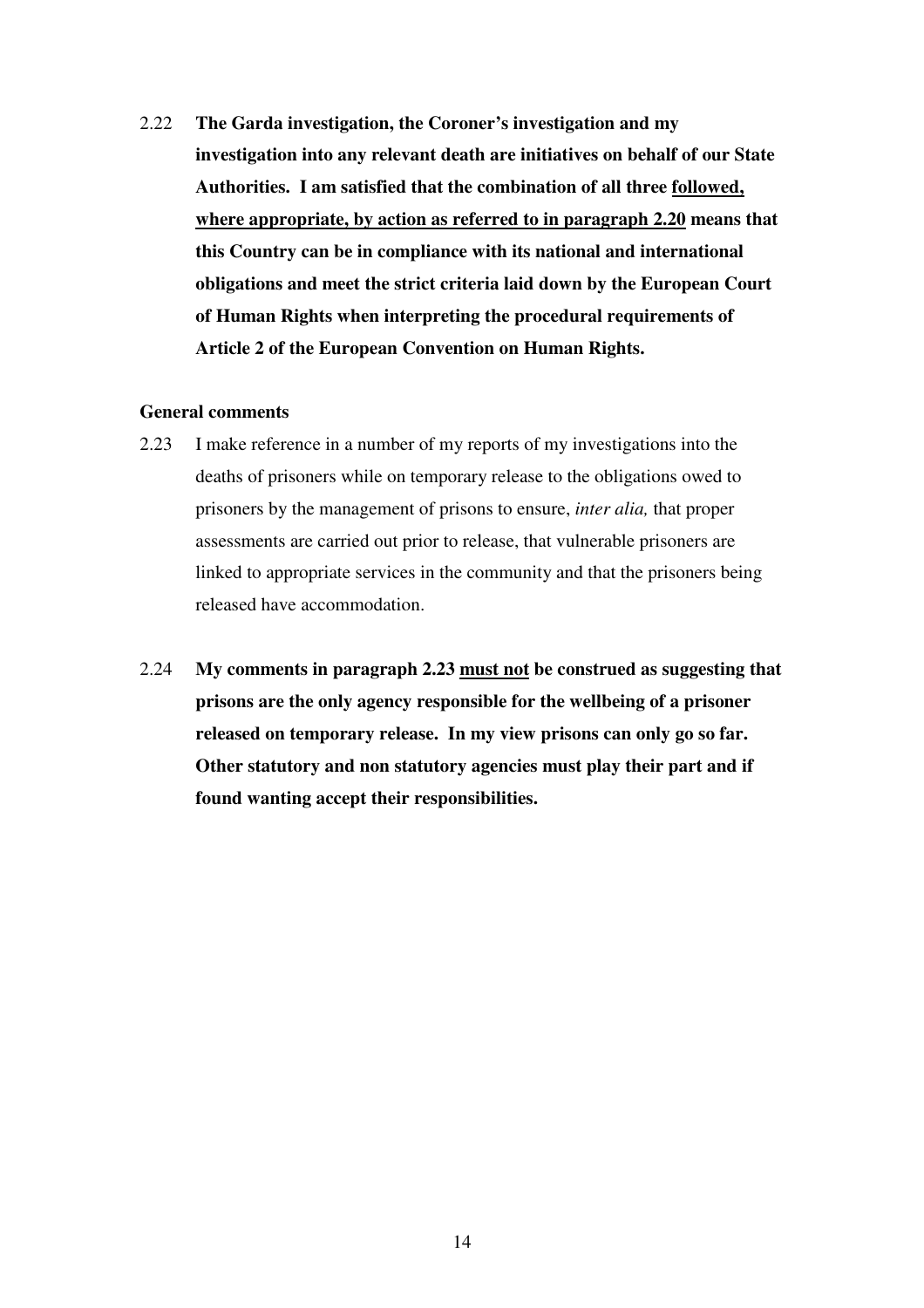2.22 **The Garda investigation, the Coroner's investigation and my investigation into any relevant death are initiatives on behalf of our State Authorities. I am satisfied that the combination of all three <u>followed, where appropriate, by action as referred to in paragraph 2.20</u> means that this Country can be in compliance with its national and international obligations and meet the strict criteria laid down by the European Court of Human Rights when interpreting the procedural requirements of Article 2 of the European Convention on Human Rights.**

### General comments

2.23 I make reference in a number of my reports of my investigations into the deaths of prisoners while on temporary release to the obligations owed to prisoners by the management of prisons to ensure, *inter alia,* that proper assessments are carried out prior to release, that vulnerable prisoners are linked to appropriate services in the community and that the prisoners being released have accommodation.

2.24 **My comments in paragraph 2.23 <u>must not</u> be construed as suggesting that prisons are the only agency responsible for the wellbeing of a prisoner released on temporary release. In my view prisons can only go so far. Other statutory and non statutory agencies must play their part and if found wanting accept their responsibilities.**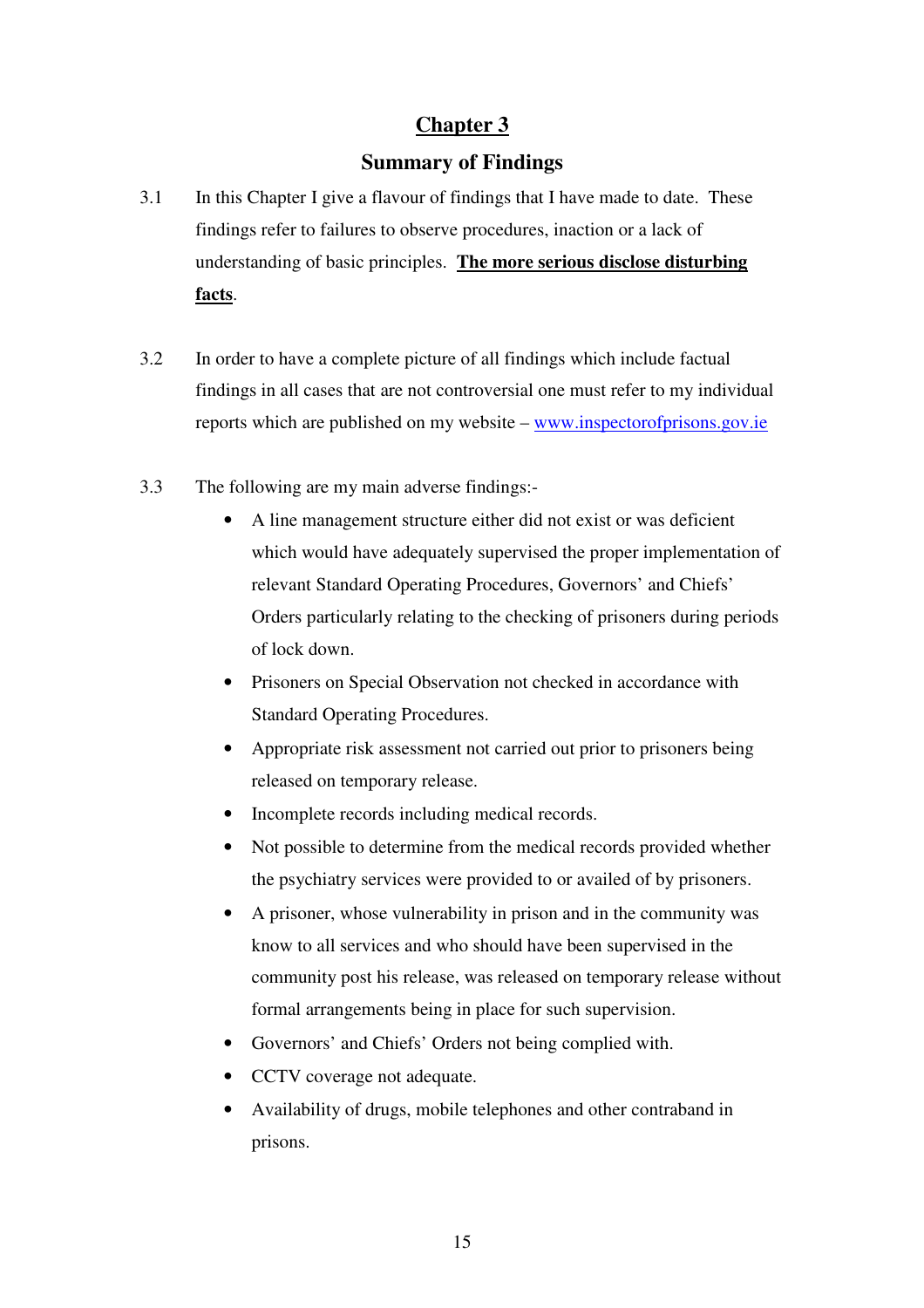# Chapter 3

## Summary of Findings

3.1 In this Chapter I give a flavour of findings that I have made to date. These findings refer to failures to observe procedures, inaction or a lack of understanding of basic principles. **The more serious disclose disturbing facts**.

3.2 In order to have a complete picture of all findings which include factual findings in all cases that are not controversial one must refer to my individual reports which are published on my website – www.inspectorofprisons.gov.ie

3.3 The following are my main adverse findings:-

- A line management structure either did not exist or was deficient which would have adequately supervised the proper implementation of relevant Standard Operating Procedures, Governors' and Chiefs' Orders particularly relating to the checking of prisoners during periods of lock down.
- Prisoners on Special Observation not checked in accordance with Standard Operating Procedures.
- Appropriate risk assessment not carried out prior to prisoners being released on temporary release.
- Incomplete records including medical records.
- Not possible to determine from the medical records provided whether the psychiatry services were provided to or availed of by prisoners.
- A prisoner, whose vulnerability in prison and in the community was know to all services and who should have been supervised in the community post his release, was released on temporary release without formal arrangements being in place for such supervision.
- Governors' and Chiefs' Orders not being complied with.
- CCTV coverage not adequate.
- Availability of drugs, mobile telephones and other contraband in prisons.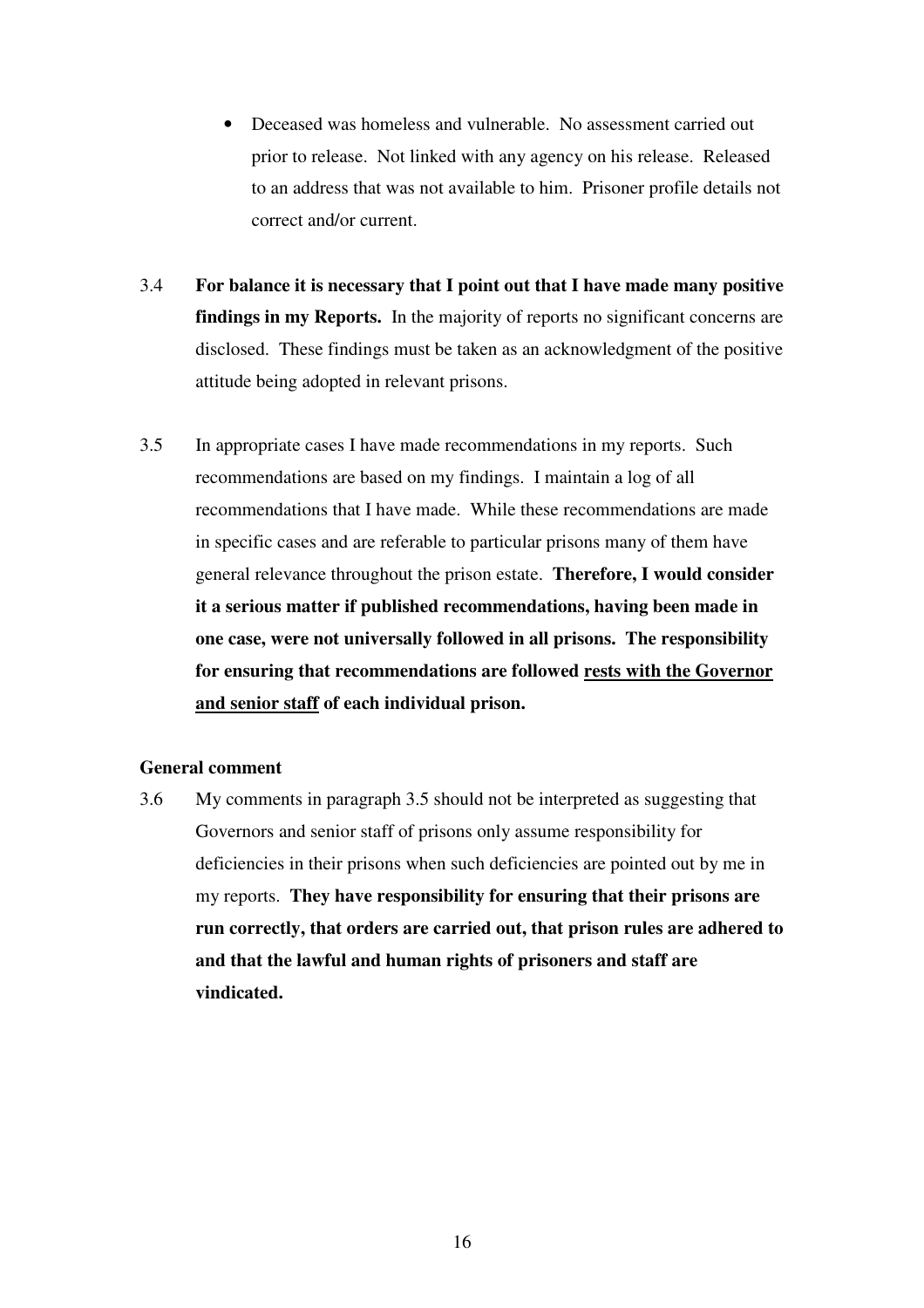- Deceased was homeless and vulnerable. No assessment carried out prior to release. Not linked with any agency on his release. Released to an address that was not available to him. Prisoner profile details not correct and/or current.

3.4 **For balance it is necessary that I point out that I have made many positive findings in my Reports.** In the majority of reports no significant concerns are disclosed. These findings must be taken as an acknowledgment of the positive attitude being adopted in relevant prisons.

3.5 In appropriate cases I have made recommendations in my reports. Such recommendations are based on my findings. I maintain a log of all recommendations that I have made. While these recommendations are made in specific cases and are referable to particular prisons many of them have general relevance throughout the prison estate. **Therefore, I would consider it a serious matter if published recommendations, having been made in one case, were not universally followed in all prisons. The responsibility for ensuring that recommendations are followed <u>rests with the Governor and senior staff</u> of each individual prison.**

**General comment**

3.6 My comments in paragraph 3.5 should not be interpreted as suggesting that Governors and senior staff of prisons only assume responsibility for deficiencies in their prisons when such deficiencies are pointed out by me in my reports. **They have responsibility for ensuring that their prisons are run correctly, that orders are carried out, that prison rules are adhered to and that the lawful and human rights of prisoners and staff are vindicated.**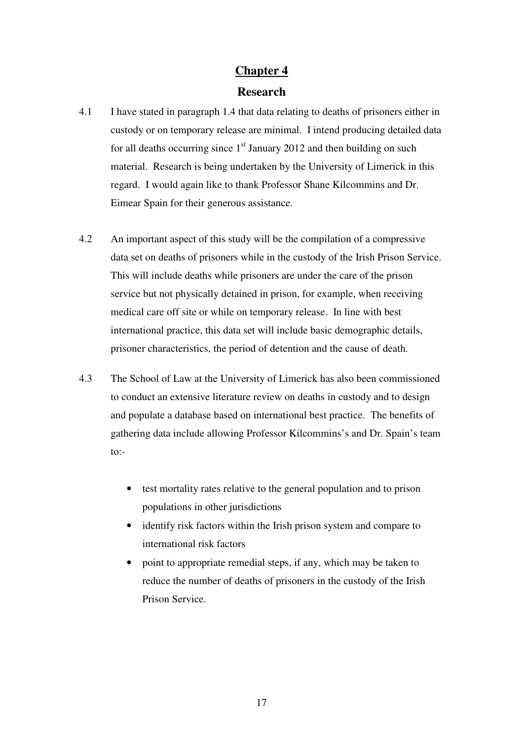# Chapter 4

## Research

4.1 I have stated in paragraph 1.4 that data relating to deaths of prisoners either in custody or on temporary release are minimal. I intend producing detailed data for all deaths occurring since 1st January 2012 and then building on such material. Research is being undertaken by the University of Limerick in this regard. I would again like to thank Professor Shane Kilcommins and Dr. Eimear Spain for their generous assistance.

4.2 An important aspect of this study will be the compilation of a compressive data set on deaths of prisoners while in the custody of the Irish Prison Service. This will include deaths while prisoners are under the care of the prison service but not physically detained in prison, for example, when receiving medical care off site or while on temporary release. In line with best international practice, this data set will include basic demographic details, prisoner characteristics, the period of detention and the cause of death.

4.3 The School of Law at the University of Limerick has also been commissioned to conduct an extensive literature review on deaths in custody and to design and populate a database based on international best practice. The benefits of gathering data include allowing Professor Kilcommins's and Dr. Spain's team to:-

- test mortality rates relative to the general population and to prison populations in other jurisdictions
- identify risk factors within the Irish prison system and compare to international risk factors
- point to appropriate remedial steps, if any, which may be taken to reduce the number of deaths of prisoners in the custody of the Irish Prison Service.